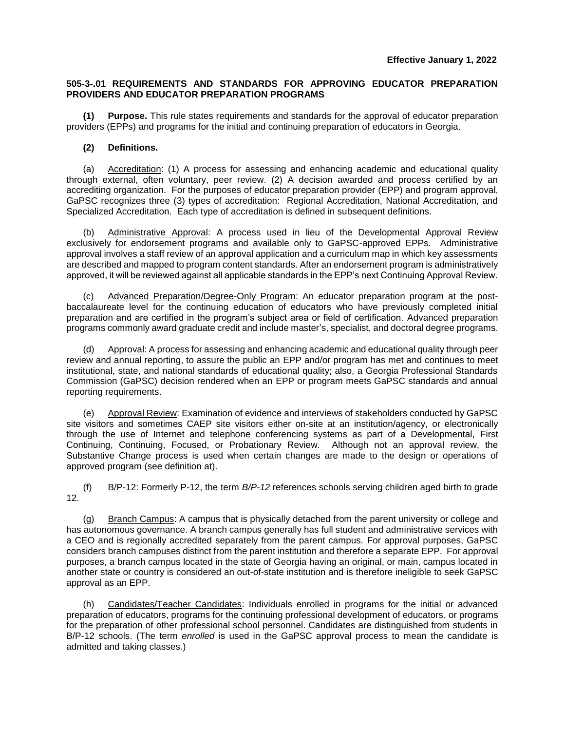**Effective January 1, 2022**

## 505-3-.01 REQUIREMENTS AND STANDARDS FOR APPROVING EDUCATOR PREPARATION PROVIDERS AND EDUCATOR PREPARATION PROGRAMS

**(1) Purpose.** This rule states requirements and standards for the approval of educator preparation providers (EPPs) and programs for the initial and continuing preparation of educators in Georgia.

**(2) Definitions.**

(a) Accreditation: (1) A process for assessing and enhancing academic and educational quality through external, often voluntary, peer review. (2) A decision awarded and process certified by an accrediting organization. For the purposes of educator preparation provider (EPP) and program approval, GaPSC recognizes three (3) types of accreditation: Regional Accreditation, National Accreditation, and Specialized Accreditation. Each type of accreditation is defined in subsequent definitions.

(b) Administrative Approval: A process used in lieu of the Developmental Approval Review exclusively for endorsement programs and available only to GaPSC-approved EPPs. Administrative approval involves a staff review of an approval application and a curriculum map in which key assessments are described and mapped to program content standards. After an endorsement program is administratively approved, it will be reviewed against all applicable standards in the EPP's next Continuing Approval Review.

(c) Advanced Preparation/Degree-Only Program: An educator preparation program at the post-baccalaureate level for the continuing education of educators who have previously completed initial preparation and are certified in the program's subject area or field of certification. Advanced preparation programs commonly award graduate credit and include master's, specialist, and doctoral degree programs.

(d) Approval: A process for assessing and enhancing academic and educational quality through peer review and annual reporting, to assure the public an EPP and/or program has met and continues to meet institutional, state, and national standards of educational quality; also, a Georgia Professional Standards Commission (GaPSC) decision rendered when an EPP or program meets GaPSC standards and annual reporting requirements.

(e) Approval Review: Examination of evidence and interviews of stakeholders conducted by GaPSC site visitors and sometimes CAEP site visitors either on-site at an institution/agency, or electronically through the use of Internet and telephone conferencing systems as part of a Developmental, First Continuing, Continuing, Focused, or Probationary Review. Although not an approval review, the Substantive Change process is used when certain changes are made to the design or operations of approved program (see definition at).

(f) B/P-12: Formerly P-12, the term *B/P-12* references schools serving children aged birth to grade 12.

(g) Branch Campus: A campus that is physically detached from the parent university or college and has autonomous governance. A branch campus generally has full student and administrative services with a CEO and is regionally accredited separately from the parent campus. For approval purposes, GaPSC considers branch campuses distinct from the parent institution and therefore a separate EPP. For approval purposes, a branch campus located in the state of Georgia having an original, or main, campus located in another state or country is considered an out-of-state institution and is therefore ineligible to seek GaPSC approval as an EPP.

(h) Candidates/Teacher Candidates: Individuals enrolled in programs for the initial or advanced preparation of educators, programs for the continuing professional development of educators, or programs for the preparation of other professional school personnel. Candidates are distinguished from students in B/P-12 schools. (The term *enrolled* is used in the GaPSC approval process to mean the candidate is admitted and taking classes.)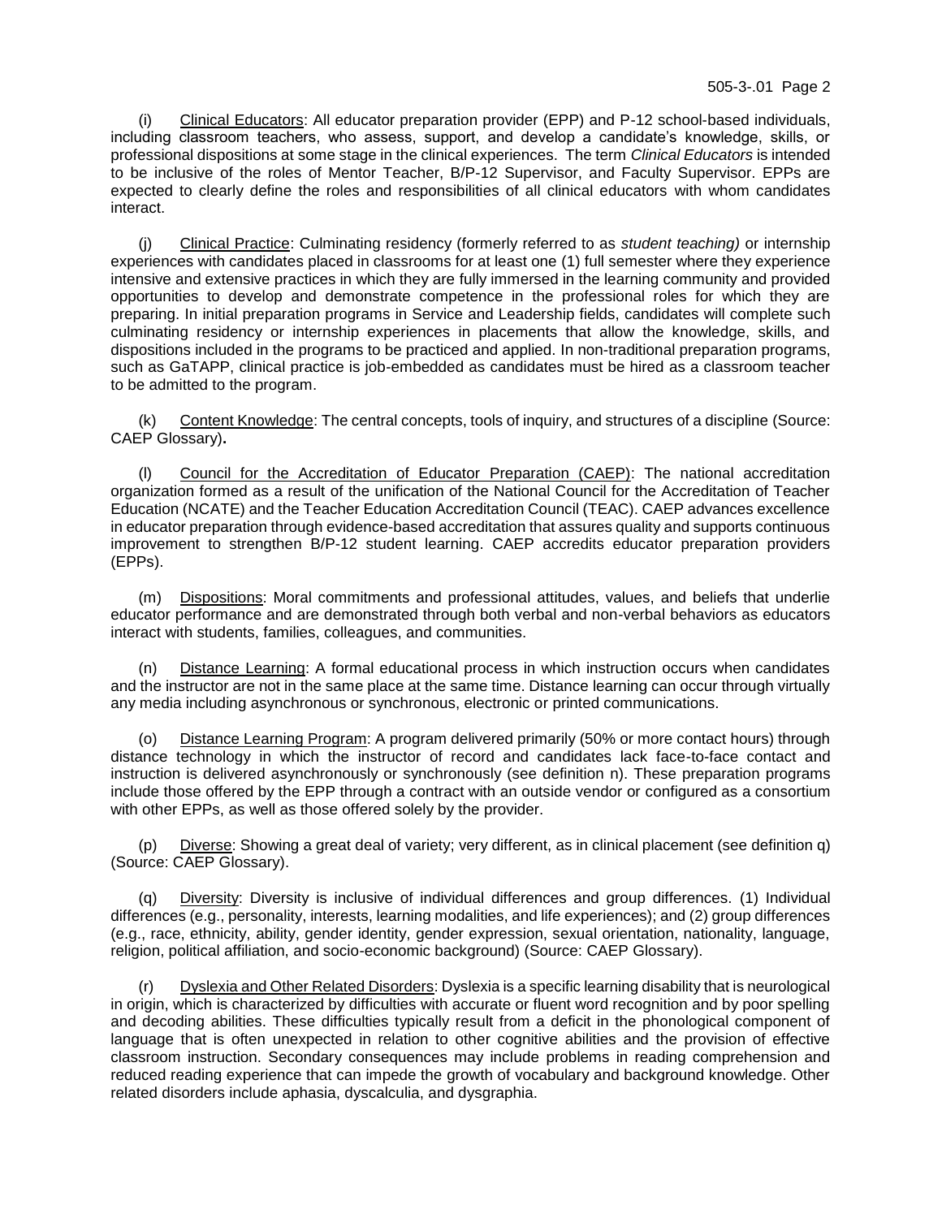(i) Clinical Educators: All educator preparation provider (EPP) and P-12 school-based individuals, including classroom teachers, who assess, support, and develop a candidate's knowledge, skills, or professional dispositions at some stage in the clinical experiences. The term *Clinical Educators* is intended to be inclusive of the roles of Mentor Teacher, B/P-12 Supervisor, and Faculty Supervisor. EPPs are expected to clearly define the roles and responsibilities of all clinical educators with whom candidates interact.

(j) Clinical Practice: Culminating residency (formerly referred to as *student teaching)* or internship experiences with candidates placed in classrooms for at least one (1) full semester where they experience intensive and extensive practices in which they are fully immersed in the learning community and provided opportunities to develop and demonstrate competence in the professional roles for which they are preparing. In initial preparation programs in Service and Leadership fields, candidates will complete such culminating residency or internship experiences in placements that allow the knowledge, skills, and dispositions included in the programs to be practiced and applied. In non-traditional preparation programs, such as GaTAPP, clinical practice is job-embedded as candidates must be hired as a classroom teacher to be admitted to the program.

(k) Content Knowledge: The central concepts, tools of inquiry, and structures of a discipline (Source: CAEP Glossary)**.**

(l) Council for the Accreditation of Educator Preparation (CAEP): The national accreditation organization formed as a result of the unification of the National Council for the Accreditation of Teacher Education (NCATE) and the Teacher Education Accreditation Council (TEAC). CAEP advances excellence in educator preparation through evidence-based accreditation that assures quality and supports continuous improvement to strengthen B/P-12 student learning. CAEP accredits educator preparation providers (EPPs).

(m) Dispositions: Moral commitments and professional attitudes, values, and beliefs that underlie educator performance and are demonstrated through both verbal and non-verbal behaviors as educators interact with students, families, colleagues, and communities.

(n) Distance Learning: A formal educational process in which instruction occurs when candidates and the instructor are not in the same place at the same time. Distance learning can occur through virtually any media including asynchronous or synchronous, electronic or printed communications.

(o) Distance Learning Program: A program delivered primarily (50% or more contact hours) through distance technology in which the instructor of record and candidates lack face-to-face contact and instruction is delivered asynchronously or synchronously (see definition n). These preparation programs include those offered by the EPP through a contract with an outside vendor or configured as a consortium with other EPPs, as well as those offered solely by the provider.

(p) Diverse: Showing a great deal of variety; very different, as in clinical placement (see definition q) (Source: CAEP Glossary).

(q) Diversity: Diversity is inclusive of individual differences and group differences. (1) Individual differences (e.g., personality, interests, learning modalities, and life experiences); and (2) group differences (e.g., race, ethnicity, ability, gender identity, gender expression, sexual orientation, nationality, language, religion, political affiliation, and socio-economic background) (Source: CAEP Glossary).

(r) Dyslexia and Other Related Disorders: Dyslexia is a specific learning disability that is neurological in origin, which is characterized by difficulties with accurate or fluent word recognition and by poor spelling and decoding abilities. These difficulties typically result from a deficit in the phonological component of language that is often unexpected in relation to other cognitive abilities and the provision of effective classroom instruction. Secondary consequences may include problems in reading comprehension and reduced reading experience that can impede the growth of vocabulary and background knowledge. Other related disorders include aphasia, dyscalculia, and dysgraphia.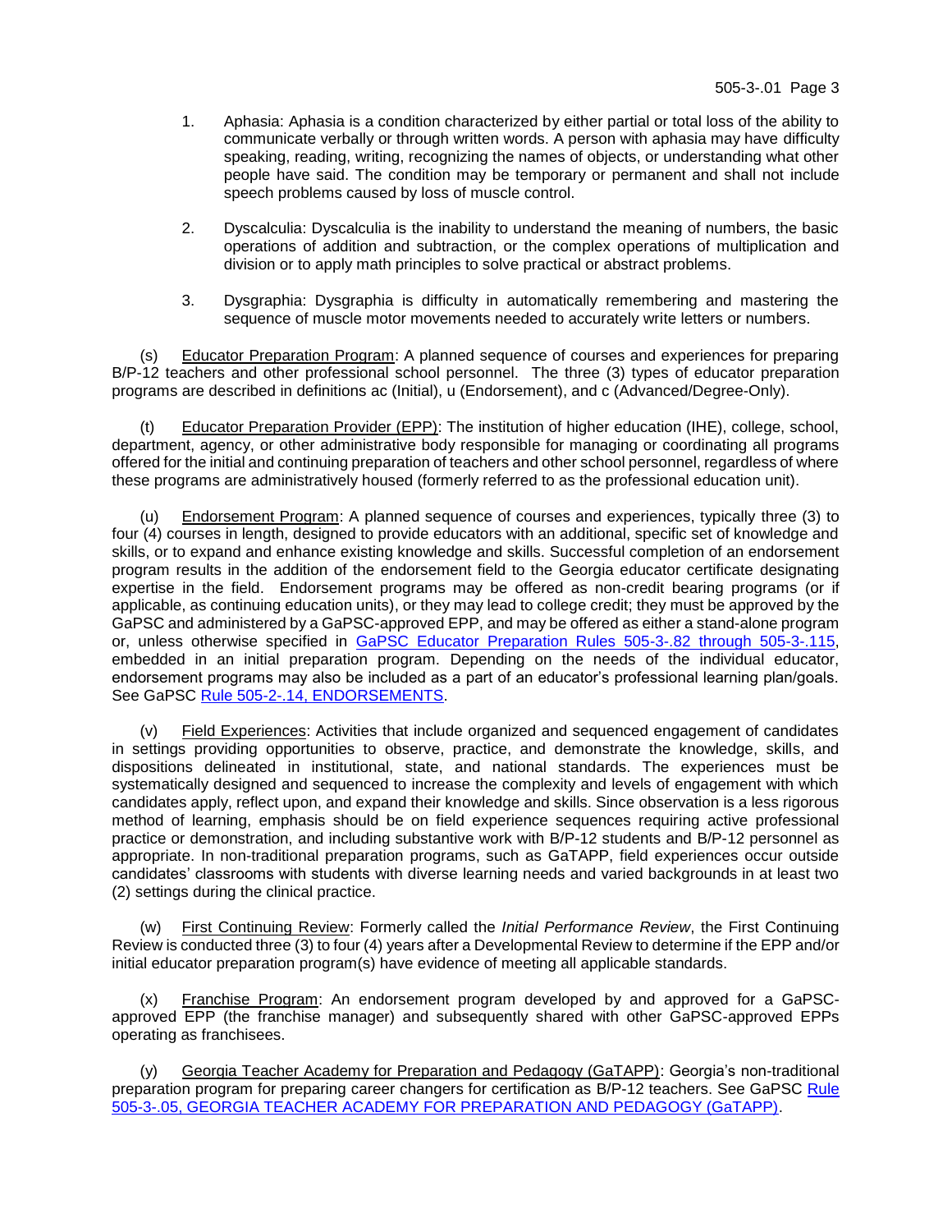1. Aphasia: Aphasia is a condition characterized by either partial or total loss of the ability to communicate verbally or through written words. A person with aphasia may have difficulty speaking, reading, writing, recognizing the names of objects, or understanding what other people have said. The condition may be temporary or permanent and shall not include speech problems caused by loss of muscle control.

2. Dyscalculia: Dyscalculia is the inability to understand the meaning of numbers, the basic operations of addition and subtraction, or the complex operations of multiplication and division or to apply math principles to solve practical or abstract problems.

3. Dysgraphia: Dysgraphia is difficulty in automatically remembering and mastering the sequence of muscle motor movements needed to accurately write letters or numbers.

(s) Educator Preparation Program: A planned sequence of courses and experiences for preparing B/P-12 teachers and other professional school personnel. The three (3) types of educator preparation programs are described in definitions ac (Initial), u (Endorsement), and c (Advanced/Degree-Only).

(t) Educator Preparation Provider (EPP): The institution of higher education (IHE), college, school, department, agency, or other administrative body responsible for managing or coordinating all programs offered for the initial and continuing preparation of teachers and other school personnel, regardless of where these programs are administratively housed (formerly referred to as the professional education unit).

(u) Endorsement Program: A planned sequence of courses and experiences, typically three (3) to four (4) courses in length, designed to provide educators with an additional, specific set of knowledge and skills, or to expand and enhance existing knowledge and skills. Successful completion of an endorsement program results in the addition of the endorsement field to the Georgia educator certificate designating expertise in the field. Endorsement programs may be offered as non-credit bearing programs (or if applicable, as continuing education units), or they may lead to college credit; they must be approved by the GaPSC and administered by a GaPSC-approved EPP, and may be offered as either a stand-alone program or, unless otherwise specified in GaPSC Educator Preparation Rules 505-3-.82 through 505-3-.115, embedded in an initial preparation program. Depending on the needs of the individual educator, endorsement programs may also be included as a part of an educator's professional learning plan/goals. See GaPSC Rule 505-2-.14, ENDORSEMENTS.

(v) Field Experiences: Activities that include organized and sequenced engagement of candidates in settings providing opportunities to observe, practice, and demonstrate the knowledge, skills, and dispositions delineated in institutional, state, and national standards. The experiences must be systematically designed and sequenced to increase the complexity and levels of engagement with which candidates apply, reflect upon, and expand their knowledge and skills. Since observation is a less rigorous method of learning, emphasis should be on field experience sequences requiring active professional practice or demonstration, and including substantive work with B/P-12 students and B/P-12 personnel as appropriate. In non-traditional preparation programs, such as GaTAPP, field experiences occur outside candidates' classrooms with students with diverse learning needs and varied backgrounds in at least two (2) settings during the clinical practice.

(w) First Continuing Review: Formerly called the *Initial Performance Review*, the First Continuing Review is conducted three (3) to four (4) years after a Developmental Review to determine if the EPP and/or initial educator preparation program(s) have evidence of meeting all applicable standards.

(x) Franchise Program: An endorsement program developed by and approved for a GaPSC-approved EPP (the franchise manager) and subsequently shared with other GaPSC-approved EPPs operating as franchisees.

(y) Georgia Teacher Academy for Preparation and Pedagogy (GaTAPP): Georgia's non-traditional preparation program for preparing career changers for certification as B/P-12 teachers. See GaPSC Rule 505-3-.05, GEORGIA TEACHER ACADEMY FOR PREPARATION AND PEDAGOGY (GaTAPP).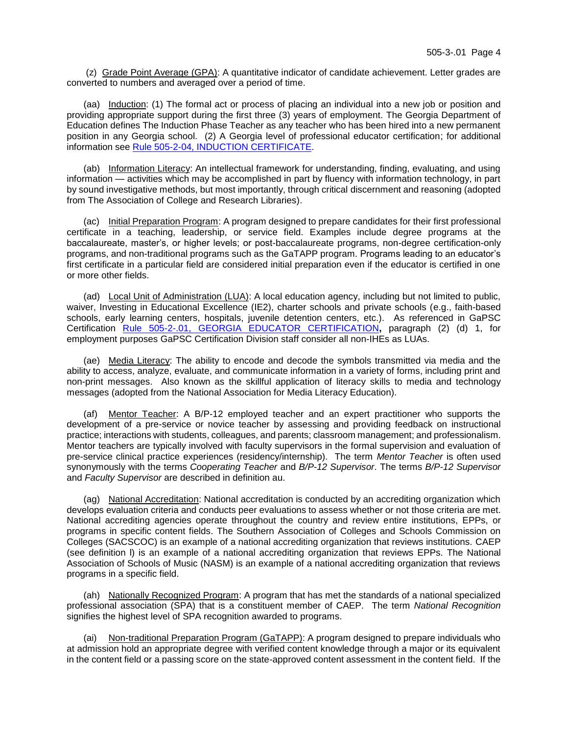(z) Grade Point Average (GPA): A quantitative indicator of candidate achievement. Letter grades are converted to numbers and averaged over a period of time.

(aa) Induction: (1) The formal act or process of placing an individual into a new job or position and providing appropriate support during the first three (3) years of employment. The Georgia Department of Education defines The Induction Phase Teacher as any teacher who has been hired into a new permanent position in any Georgia school. (2) A Georgia level of professional educator certification; for additional information see Rule 505-2-04, INDUCTION CERTIFICATE.

(ab) Information Literacy: An intellectual framework for understanding, finding, evaluating, and using information — activities which may be accomplished in part by fluency with information technology, in part by sound investigative methods, but most importantly, through critical discernment and reasoning (adopted from The Association of College and Research Libraries).

(ac) Initial Preparation Program: A program designed to prepare candidates for their first professional certificate in a teaching, leadership, or service field. Examples include degree programs at the baccalaureate, master's, or higher levels; or post-baccalaureate programs, non-degree certification-only programs, and non-traditional programs such as the GaTAPP program. Programs leading to an educator's first certificate in a particular field are considered initial preparation even if the educator is certified in one or more other fields.

(ad) Local Unit of Administration (LUA): A local education agency, including but not limited to public, waiver, Investing in Educational Excellence (IE2), charter schools and private schools (e.g., faith-based schools, early learning centers, hospitals, juvenile detention centers, etc.). As referenced in GaPSC Certification Rule 505-2-.01, GEORGIA EDUCATOR CERTIFICATION**,** paragraph (2) (d) 1, for employment purposes GaPSC Certification Division staff consider all non-IHEs as LUAs.

(ae) Media Literacy: The ability to encode and decode the symbols transmitted via media and the ability to access, analyze, evaluate, and communicate information in a variety of forms, including print and non-print messages. Also known as the skillful application of literacy skills to media and technology messages (adopted from the National Association for Media Literacy Education).

(af) Mentor Teacher: A B/P-12 employed teacher and an expert practitioner who supports the development of a pre-service or novice teacher by assessing and providing feedback on instructional practice; interactions with students, colleagues, and parents; classroom management; and professionalism. Mentor teachers are typically involved with faculty supervisors in the formal supervision and evaluation of pre-service clinical practice experiences (residency/internship). The term *Mentor Teacher* is often used synonymously with the terms *Cooperating Teacher* and *B/P-12 Supervisor*. The terms *B/P-12 Supervisor* and *Faculty Supervisor* are described in definition au.

(ag) National Accreditation: National accreditation is conducted by an accrediting organization which develops evaluation criteria and conducts peer evaluations to assess whether or not those criteria are met. National accrediting agencies operate throughout the country and review entire institutions, EPPs, or programs in specific content fields. The Southern Association of Colleges and Schools Commission on Colleges (SACSCOC) is an example of a national accrediting organization that reviews institutions. CAEP (see definition l) is an example of a national accrediting organization that reviews EPPs. The National Association of Schools of Music (NASM) is an example of a national accrediting organization that reviews programs in a specific field.

(ah) Nationally Recognized Program: A program that has met the standards of a national specialized professional association (SPA) that is a constituent member of CAEP. The term *National Recognition* signifies the highest level of SPA recognition awarded to programs.

(ai) Non-traditional Preparation Program (GaTAPP): A program designed to prepare individuals who at admission hold an appropriate degree with verified content knowledge through a major or its equivalent in the content field or a passing score on the state-approved content assessment in the content field. If the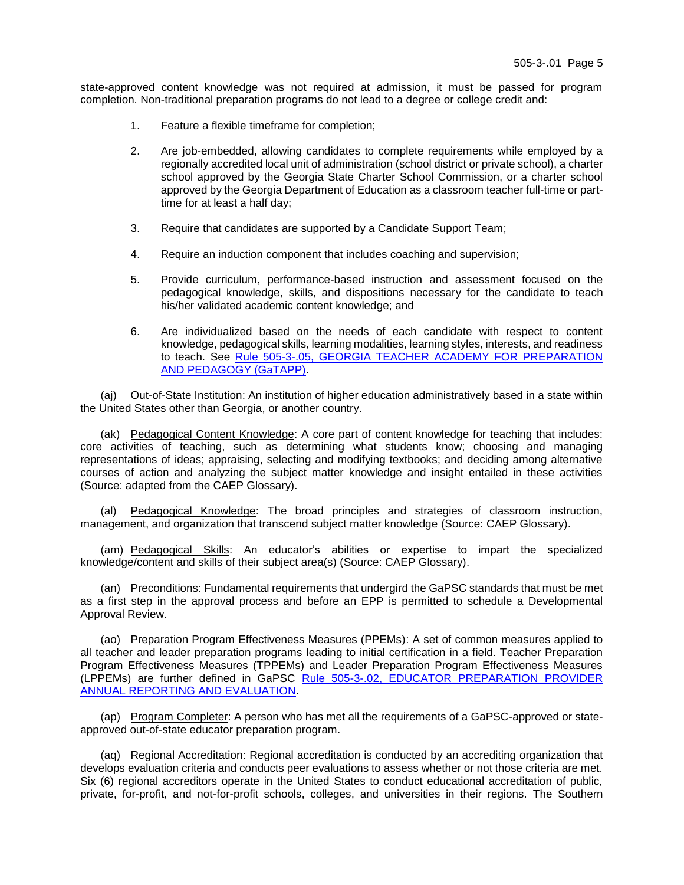state-approved content knowledge was not required at admission, it must be passed for program completion. Non-traditional preparation programs do not lead to a degree or college credit and:

1. Feature a flexible timeframe for completion;

2. Are job-embedded, allowing candidates to complete requirements while employed by a regionally accredited local unit of administration (school district or private school), a charter school approved by the Georgia State Charter School Commission, or a charter school approved by the Georgia Department of Education as a classroom teacher full-time or part-time for at least a half day;

3. Require that candidates are supported by a Candidate Support Team;

4. Require an induction component that includes coaching and supervision;

5. Provide curriculum, performance-based instruction and assessment focused on the pedagogical knowledge, skills, and dispositions necessary for the candidate to teach his/her validated academic content knowledge; and

6. Are individualized based on the needs of each candidate with respect to content knowledge, pedagogical skills, learning modalities, learning styles, interests, and readiness to teach. See Rule 505-3-.05, GEORGIA TEACHER ACADEMY FOR PREPARATION AND PEDAGOGY (GaTAPP).

(aj) Out-of-State Institution: An institution of higher education administratively based in a state within the United States other than Georgia, or another country.

(ak) Pedagogical Content Knowledge: A core part of content knowledge for teaching that includes: core activities of teaching, such as determining what students know; choosing and managing representations of ideas; appraising, selecting and modifying textbooks; and deciding among alternative courses of action and analyzing the subject matter knowledge and insight entailed in these activities (Source: adapted from the CAEP Glossary).

(al) Pedagogical Knowledge: The broad principles and strategies of classroom instruction, management, and organization that transcend subject matter knowledge (Source: CAEP Glossary).

(am) Pedagogical Skills: An educator's abilities or expertise to impart the specialized knowledge/content and skills of their subject area(s) (Source: CAEP Glossary).

(an) Preconditions: Fundamental requirements that undergird the GaPSC standards that must be met as a first step in the approval process and before an EPP is permitted to schedule a Developmental Approval Review.

(ao) Preparation Program Effectiveness Measures (PPEMs): A set of common measures applied to all teacher and leader preparation programs leading to initial certification in a field. Teacher Preparation Program Effectiveness Measures (TPPEMs) and Leader Preparation Program Effectiveness Measures (LPPEMs) are further defined in GaPSC Rule 505-3-.02, EDUCATOR PREPARATION PROVIDER ANNUAL REPORTING AND EVALUATION.

(ap) Program Completer: A person who has met all the requirements of a GaPSC-approved or state-approved out-of-state educator preparation program.

(aq) Regional Accreditation: Regional accreditation is conducted by an accrediting organization that develops evaluation criteria and conducts peer evaluations to assess whether or not those criteria are met. Six (6) regional accreditors operate in the United States to conduct educational accreditation of public, private, for-profit, and not-for-profit schools, colleges, and universities in their regions. The Southern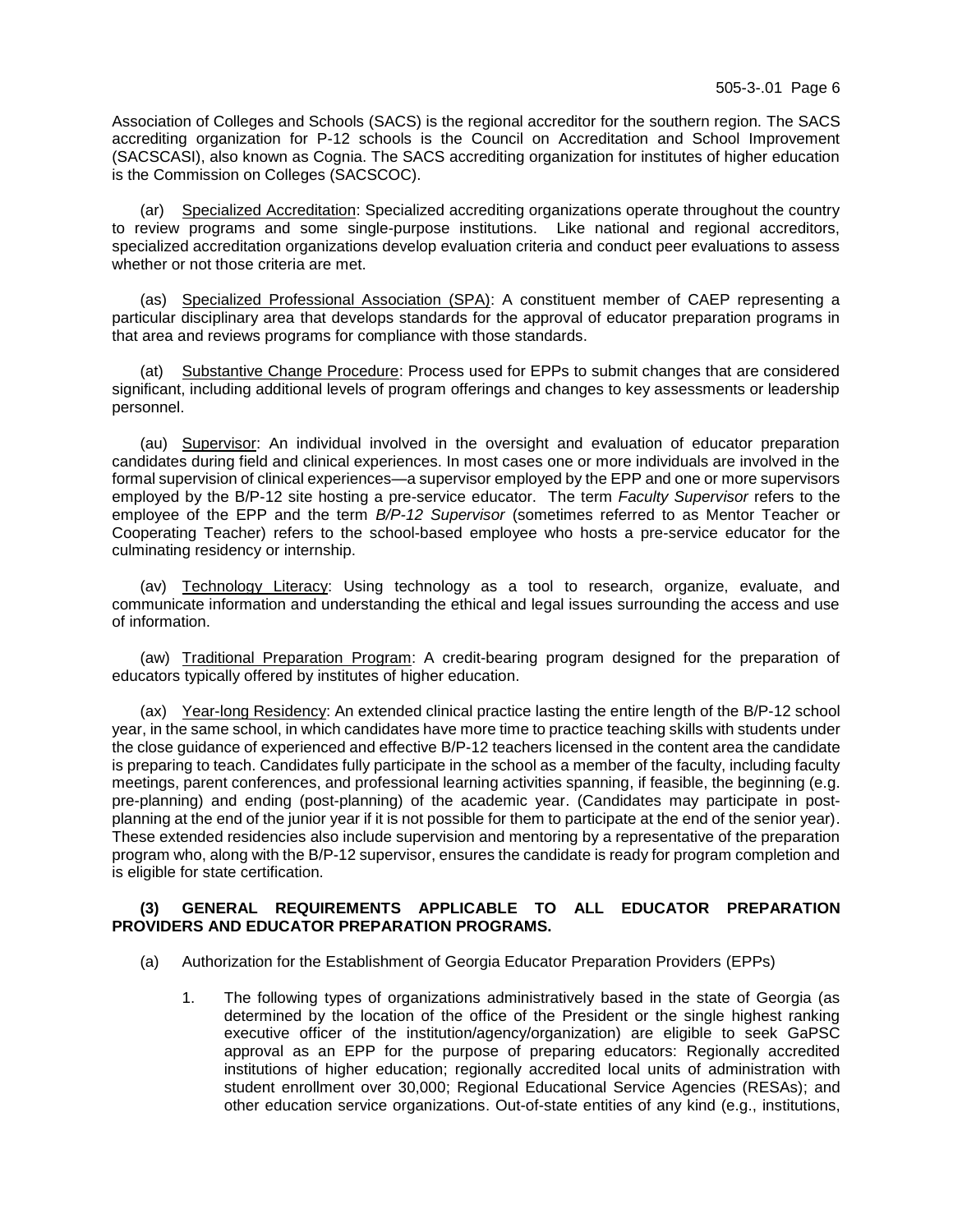Association of Colleges and Schools (SACS) is the regional accreditor for the southern region. The SACS accrediting organization for P-12 schools is the Council on Accreditation and School Improvement (SACSCASI), also known as Cognia. The SACS accrediting organization for institutes of higher education is the Commission on Colleges (SACSCOC).

(ar) Specialized Accreditation: Specialized accrediting organizations operate throughout the country to review programs and some single-purpose institutions. Like national and regional accreditors, specialized accreditation organizations develop evaluation criteria and conduct peer evaluations to assess whether or not those criteria are met.

(as) Specialized Professional Association (SPA): A constituent member of CAEP representing a particular disciplinary area that develops standards for the approval of educator preparation programs in that area and reviews programs for compliance with those standards.

(at) Substantive Change Procedure: Process used for EPPs to submit changes that are considered significant, including additional levels of program offerings and changes to key assessments or leadership personnel.

(au) Supervisor: An individual involved in the oversight and evaluation of educator preparation candidates during field and clinical experiences. In most cases one or more individuals are involved in the formal supervision of clinical experiences—a supervisor employed by the EPP and one or more supervisors employed by the B/P-12 site hosting a pre-service educator. The term *Faculty Supervisor* refers to the employee of the EPP and the term *B/P-12 Supervisor* (sometimes referred to as Mentor Teacher or Cooperating Teacher) refers to the school-based employee who hosts a pre-service educator for the culminating residency or internship.

(av) Technology Literacy: Using technology as a tool to research, organize, evaluate, and communicate information and understanding the ethical and legal issues surrounding the access and use of information.

(aw) Traditional Preparation Program: A credit-bearing program designed for the preparation of educators typically offered by institutes of higher education.

(ax) Year-long Residency: An extended clinical practice lasting the entire length of the B/P-12 school year, in the same school, in which candidates have more time to practice teaching skills with students under the close guidance of experienced and effective B/P-12 teachers licensed in the content area the candidate is preparing to teach. Candidates fully participate in the school as a member of the faculty, including faculty meetings, parent conferences, and professional learning activities spanning, if feasible, the beginning (e.g. pre-planning) and ending (post-planning) of the academic year. (Candidates may participate in post-planning at the end of the junior year if it is not possible for them to participate at the end of the senior year). These extended residencies also include supervision and mentoring by a representative of the preparation program who, along with the B/P-12 supervisor, ensures the candidate is ready for program completion and is eligible for state certification.

**(3) GENERAL REQUIREMENTS APPLICABLE TO ALL EDUCATOR PREPARATION PROVIDERS AND EDUCATOR PREPARATION PROGRAMS.**

(a) Authorization for the Establishment of Georgia Educator Preparation Providers (EPPs)

1. The following types of organizations administratively based in the state of Georgia (as determined by the location of the office of the President or the single highest ranking executive officer of the institution/agency/organization) are eligible to seek GaPSC approval as an EPP for the purpose of preparing educators: Regionally accredited institutions of higher education; regionally accredited local units of administration with student enrollment over 30,000; Regional Educational Service Agencies (RESAs); and other education service organizations. Out-of-state entities of any kind (e.g., institutions,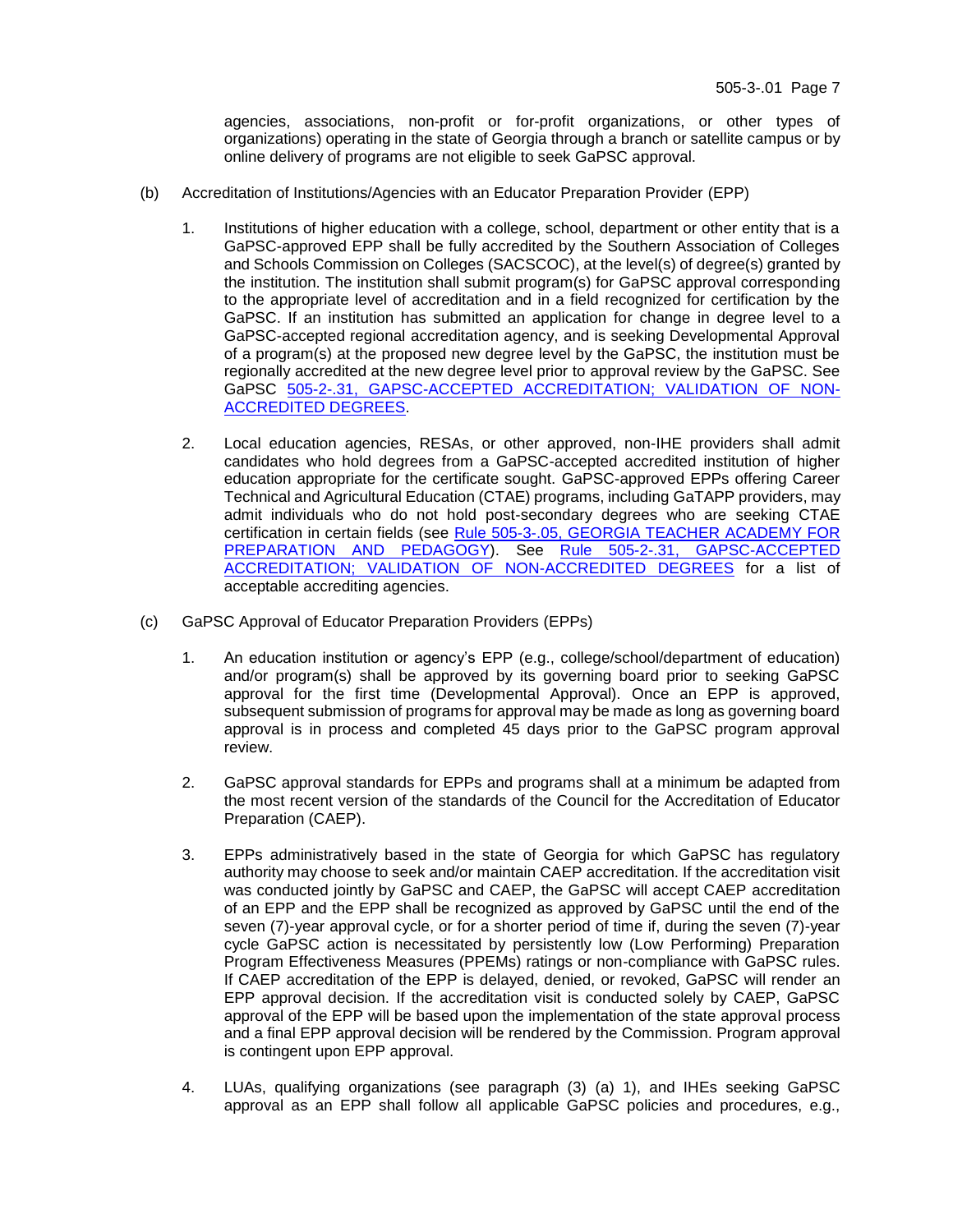agencies, associations, non-profit or for-profit organizations, or other types of organizations) operating in the state of Georgia through a branch or satellite campus or by online delivery of programs are not eligible to seek GaPSC approval.

(b) Accreditation of Institutions/Agencies with an Educator Preparation Provider (EPP)

1. Institutions of higher education with a college, school, department or other entity that is a GaPSC-approved EPP shall be fully accredited by the Southern Association of Colleges and Schools Commission on Colleges (SACSCOC), at the level(s) of degree(s) granted by the institution. The institution shall submit program(s) for GaPSC approval corresponding to the appropriate level of accreditation and in a field recognized for certification by the GaPSC. If an institution has submitted an application for change in degree level to a GaPSC-accepted regional accreditation agency, and is seeking Developmental Approval of a program(s) at the proposed new degree level by the GaPSC, the institution must be regionally accredited at the new degree level prior to approval review by the GaPSC. See GaPSC 505-2-.31, GAPSC-ACCEPTED ACCREDITATION; VALIDATION OF NON-ACCREDITED DEGREES.

2. Local education agencies, RESAs, or other approved, non-IHE providers shall admit candidates who hold degrees from a GaPSC-accepted accredited institution of higher education appropriate for the certificate sought. GaPSC-approved EPPs offering Career Technical and Agricultural Education (CTAE) programs, including GaTAPP providers, may admit individuals who do not hold post-secondary degrees who are seeking CTAE certification in certain fields (see Rule 505-3-.05, GEORGIA TEACHER ACADEMY FOR PREPARATION AND PEDAGOGY). See Rule 505-2-.31, GAPSC-ACCEPTED ACCREDITATION; VALIDATION OF NON-ACCREDITED DEGREES for a list of acceptable accrediting agencies.

(c) GaPSC Approval of Educator Preparation Providers (EPPs)

1. An education institution or agency's EPP (e.g., college/school/department of education) and/or program(s) shall be approved by its governing board prior to seeking GaPSC approval for the first time (Developmental Approval). Once an EPP is approved, subsequent submission of programs for approval may be made as long as governing board approval is in process and completed 45 days prior to the GaPSC program approval review.

2. GaPSC approval standards for EPPs and programs shall at a minimum be adapted from the most recent version of the standards of the Council for the Accreditation of Educator Preparation (CAEP).

3. EPPs administratively based in the state of Georgia for which GaPSC has regulatory authority may choose to seek and/or maintain CAEP accreditation. If the accreditation visit was conducted jointly by GaPSC and CAEP, the GaPSC will accept CAEP accreditation of an EPP and the EPP shall be recognized as approved by GaPSC until the end of the seven (7)-year approval cycle, or for a shorter period of time if, during the seven (7)-year cycle GaPSC action is necessitated by persistently low (Low Performing) Preparation Program Effectiveness Measures (PPEMs) ratings or non-compliance with GaPSC rules. If CAEP accreditation of the EPP is delayed, denied, or revoked, GaPSC will render an EPP approval decision. If the accreditation visit is conducted solely by CAEP, GaPSC approval of the EPP will be based upon the implementation of the state approval process and a final EPP approval decision will be rendered by the Commission. Program approval is contingent upon EPP approval.

4. LUAs, qualifying organizations (see paragraph (3) (a) 1), and IHEs seeking GaPSC approval as an EPP shall follow all applicable GaPSC policies and procedures, e.g.,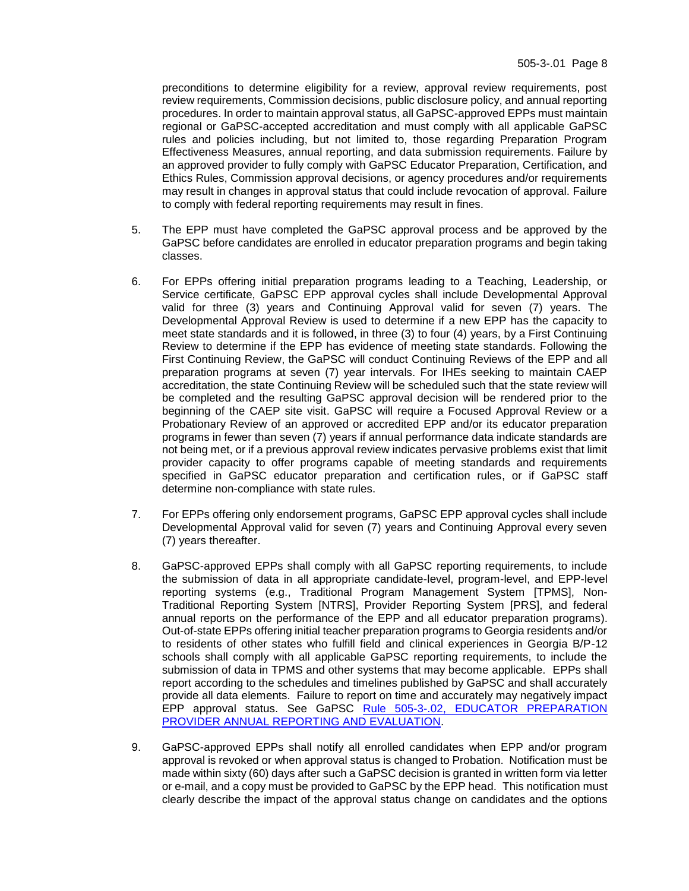preconditions to determine eligibility for a review, approval review requirements, post review requirements, Commission decisions, public disclosure policy, and annual reporting procedures. In order to maintain approval status, all GaPSC-approved EPPs must maintain regional or GaPSC-accepted accreditation and must comply with all applicable GaPSC rules and policies including, but not limited to, those regarding Preparation Program Effectiveness Measures, annual reporting, and data submission requirements. Failure by an approved provider to fully comply with GaPSC Educator Preparation, Certification, and Ethics Rules, Commission approval decisions, or agency procedures and/or requirements may result in changes in approval status that could include revocation of approval. Failure to comply with federal reporting requirements may result in fines.

5. The EPP must have completed the GaPSC approval process and be approved by the GaPSC before candidates are enrolled in educator preparation programs and begin taking classes.

6. For EPPs offering initial preparation programs leading to a Teaching, Leadership, or Service certificate, GaPSC EPP approval cycles shall include Developmental Approval valid for three (3) years and Continuing Approval valid for seven (7) years. The Developmental Approval Review is used to determine if a new EPP has the capacity to meet state standards and it is followed, in three (3) to four (4) years, by a First Continuing Review to determine if the EPP has evidence of meeting state standards. Following the First Continuing Review, the GaPSC will conduct Continuing Reviews of the EPP and all preparation programs at seven (7) year intervals. For IHEs seeking to maintain CAEP accreditation, the state Continuing Review will be scheduled such that the state review will be completed and the resulting GaPSC approval decision will be rendered prior to the beginning of the CAEP site visit. GaPSC will require a Focused Approval Review or a Probationary Review of an approved or accredited EPP and/or its educator preparation programs in fewer than seven (7) years if annual performance data indicate standards are not being met, or if a previous approval review indicates pervasive problems exist that limit provider capacity to offer programs capable of meeting standards and requirements specified in GaPSC educator preparation and certification rules, or if GaPSC staff determine non-compliance with state rules.

7. For EPPs offering only endorsement programs, GaPSC EPP approval cycles shall include Developmental Approval valid for seven (7) years and Continuing Approval every seven (7) years thereafter.

8. GaPSC-approved EPPs shall comply with all GaPSC reporting requirements, to include the submission of data in all appropriate candidate-level, program-level, and EPP-level reporting systems (e.g., Traditional Program Management System [TPMS], Non-Traditional Reporting System [NTRS], Provider Reporting System [PRS], and federal annual reports on the performance of the EPP and all educator preparation programs). Out-of-state EPPs offering initial teacher preparation programs to Georgia residents and/or to residents of other states who fulfill field and clinical experiences in Georgia B/P-12 schools shall comply with all applicable GaPSC reporting requirements, to include the submission of data in TPMS and other systems that may become applicable. EPPs shall report according to the schedules and timelines published by GaPSC and shall accurately provide all data elements. Failure to report on time and accurately may negatively impact EPP approval status. See GaPSC Rule 505-3-.02, EDUCATOR PREPARATION PROVIDER ANNUAL REPORTING AND EVALUATION.

9. GaPSC-approved EPPs shall notify all enrolled candidates when EPP and/or program approval is revoked or when approval status is changed to Probation. Notification must be made within sixty (60) days after such a GaPSC decision is granted in written form via letter or e-mail, and a copy must be provided to GaPSC by the EPP head. This notification must clearly describe the impact of the approval status change on candidates and the options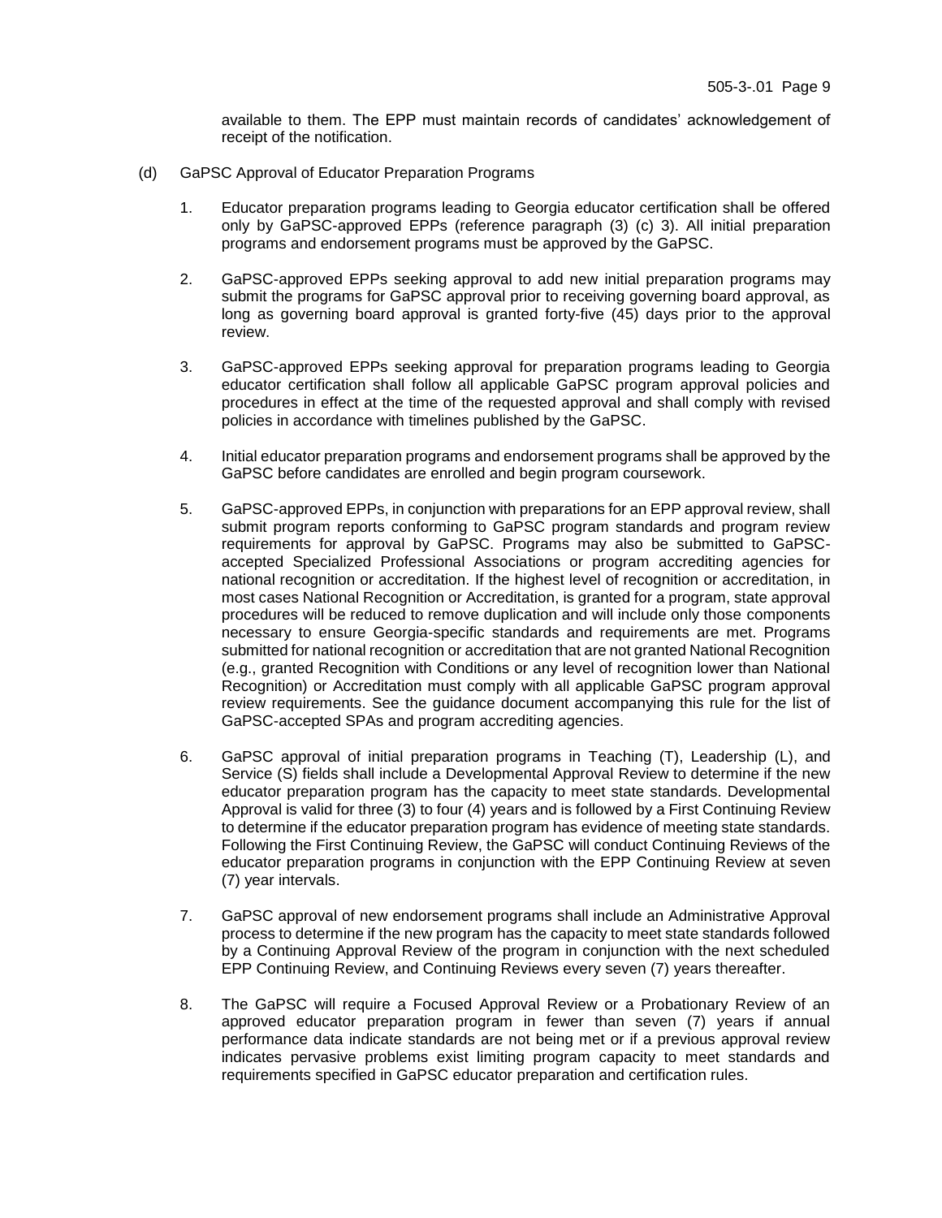available to them. The EPP must maintain records of candidates' acknowledgement of receipt of the notification.

(d) GaPSC Approval of Educator Preparation Programs

1. Educator preparation programs leading to Georgia educator certification shall be offered only by GaPSC-approved EPPs (reference paragraph (3) (c) 3). All initial preparation programs and endorsement programs must be approved by the GaPSC.

2. GaPSC-approved EPPs seeking approval to add new initial preparation programs may submit the programs for GaPSC approval prior to receiving governing board approval, as long as governing board approval is granted forty-five (45) days prior to the approval review.

3. GaPSC-approved EPPs seeking approval for preparation programs leading to Georgia educator certification shall follow all applicable GaPSC program approval policies and procedures in effect at the time of the requested approval and shall comply with revised policies in accordance with timelines published by the GaPSC.

4. Initial educator preparation programs and endorsement programs shall be approved by the GaPSC before candidates are enrolled and begin program coursework.

5. GaPSC-approved EPPs, in conjunction with preparations for an EPP approval review, shall submit program reports conforming to GaPSC program standards and program review requirements for approval by GaPSC. Programs may also be submitted to GaPSC-accepted Specialized Professional Associations or program accrediting agencies for national recognition or accreditation. If the highest level of recognition or accreditation, in most cases National Recognition or Accreditation, is granted for a program, state approval procedures will be reduced to remove duplication and will include only those components necessary to ensure Georgia-specific standards and requirements are met. Programs submitted for national recognition or accreditation that are not granted National Recognition (e.g., granted Recognition with Conditions or any level of recognition lower than National Recognition) or Accreditation must comply with all applicable GaPSC program approval review requirements. See the guidance document accompanying this rule for the list of GaPSC-accepted SPAs and program accrediting agencies.

6. GaPSC approval of initial preparation programs in Teaching (T), Leadership (L), and Service (S) fields shall include a Developmental Approval Review to determine if the new educator preparation program has the capacity to meet state standards. Developmental Approval is valid for three (3) to four (4) years and is followed by a First Continuing Review to determine if the educator preparation program has evidence of meeting state standards. Following the First Continuing Review, the GaPSC will conduct Continuing Reviews of the educator preparation programs in conjunction with the EPP Continuing Review at seven (7) year intervals.

7. GaPSC approval of new endorsement programs shall include an Administrative Approval process to determine if the new program has the capacity to meet state standards followed by a Continuing Approval Review of the program in conjunction with the next scheduled EPP Continuing Review, and Continuing Reviews every seven (7) years thereafter.

8. The GaPSC will require a Focused Approval Review or a Probationary Review of an approved educator preparation program in fewer than seven (7) years if annual performance data indicate standards are not being met or if a previous approval review indicates pervasive problems exist limiting program capacity to meet standards and requirements specified in GaPSC educator preparation and certification rules.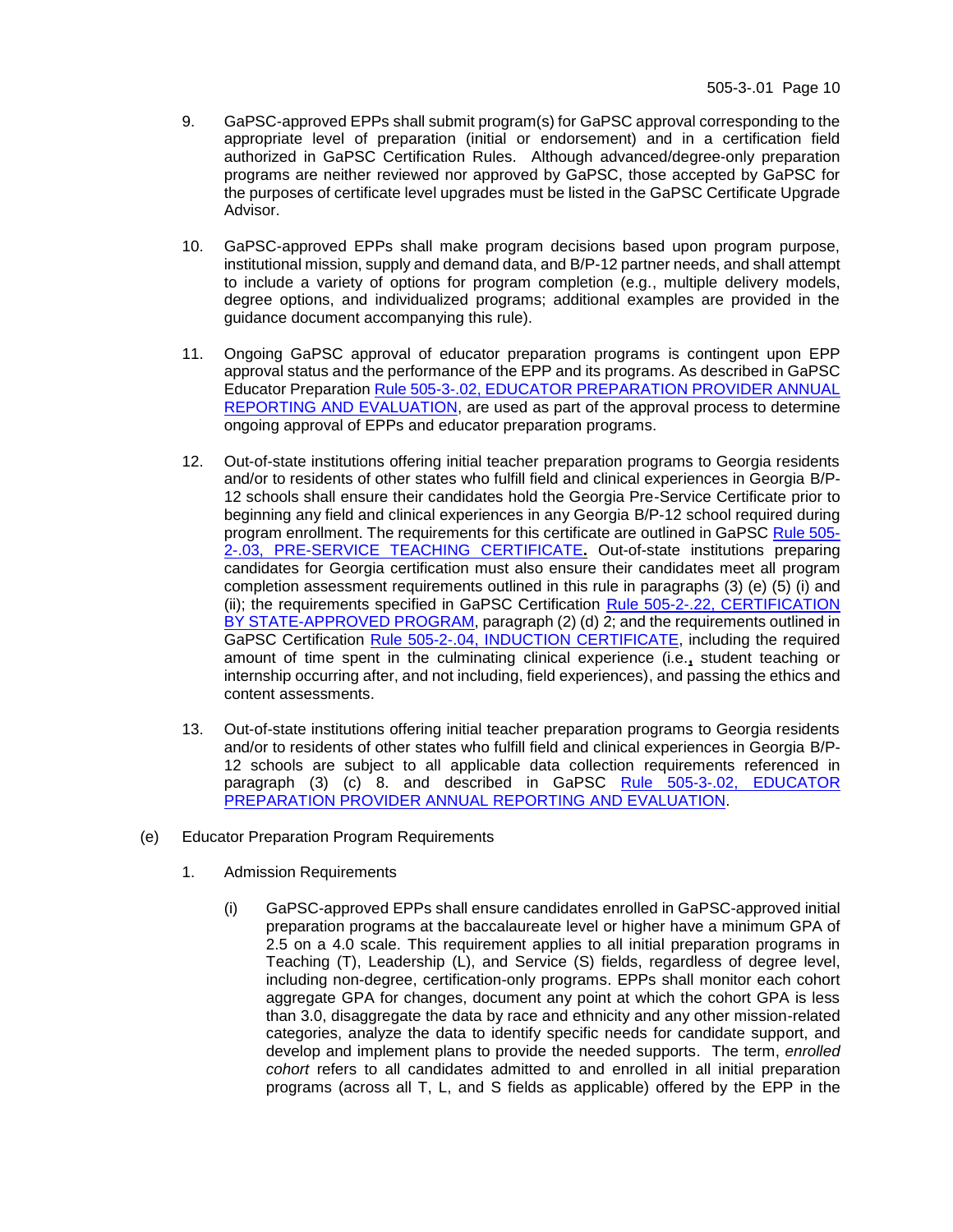9. GaPSC-approved EPPs shall submit program(s) for GaPSC approval corresponding to the appropriate level of preparation (initial or endorsement) and in a certification field authorized in GaPSC Certification Rules. Although advanced/degree-only preparation programs are neither reviewed nor approved by GaPSC, those accepted by GaPSC for the purposes of certificate level upgrades must be listed in the GaPSC Certificate Upgrade Advisor.

10. GaPSC-approved EPPs shall make program decisions based upon program purpose, institutional mission, supply and demand data, and B/P-12 partner needs, and shall attempt to include a variety of options for program completion (e.g., multiple delivery models, degree options, and individualized programs; additional examples are provided in the guidance document accompanying this rule).

11. Ongoing GaPSC approval of educator preparation programs is contingent upon EPP approval status and the performance of the EPP and its programs. As described in GaPSC Educator Preparation Rule 505-3-.02, EDUCATOR PREPARATION PROVIDER ANNUAL REPORTING AND EVALUATION, are used as part of the approval process to determine ongoing approval of EPPs and educator preparation programs.

12. Out-of-state institutions offering initial teacher preparation programs to Georgia residents and/or to residents of other states who fulfill field and clinical experiences in Georgia B/P-12 schools shall ensure their candidates hold the Georgia Pre-Service Certificate prior to beginning any field and clinical experiences in any Georgia B/P-12 school required during program enrollment. The requirements for this certificate are outlined in GaPSC Rule 505-2-.03, PRE-SERVICE TEACHING CERTIFICATE**.** Out-of-state institutions preparing candidates for Georgia certification must also ensure their candidates meet all program completion assessment requirements outlined in this rule in paragraphs (3) (e) (5) (i) and (ii); the requirements specified in GaPSC Certification Rule 505-2-.22, CERTIFICATION BY STATE-APPROVED PROGRAM, paragraph (2) (d) 2; and the requirements outlined in GaPSC Certification Rule 505-2-.04, INDUCTION CERTIFICATE, including the required amount of time spent in the culminating clinical experience (i.e., student teaching or internship occurring after, and not including, field experiences), and passing the ethics and content assessments.

13. Out-of-state institutions offering initial teacher preparation programs to Georgia residents and/or to residents of other states who fulfill field and clinical experiences in Georgia B/P-12 schools are subject to all applicable data collection requirements referenced in paragraph (3) (c) 8. and described in GaPSC Rule 505-3-.02, EDUCATOR PREPARATION PROVIDER ANNUAL REPORTING AND EVALUATION.

(e) Educator Preparation Program Requirements

1. Admission Requirements

   (i) GaPSC-approved EPPs shall ensure candidates enrolled in GaPSC-approved initial preparation programs at the baccalaureate level or higher have a minimum GPA of 2.5 on a 4.0 scale. This requirement applies to all initial preparation programs in Teaching (T), Leadership (L), and Service (S) fields, regardless of degree level, including non-degree, certification-only programs. EPPs shall monitor each cohort aggregate GPA for changes, document any point at which the cohort GPA is less than 3.0, disaggregate the data by race and ethnicity and any other mission-related categories, analyze the data to identify specific needs for candidate support, and develop and implement plans to provide the needed supports. The term, *enrolled cohort* refers to all candidates admitted to and enrolled in all initial preparation programs (across all T, L, and S fields as applicable) offered by the EPP in the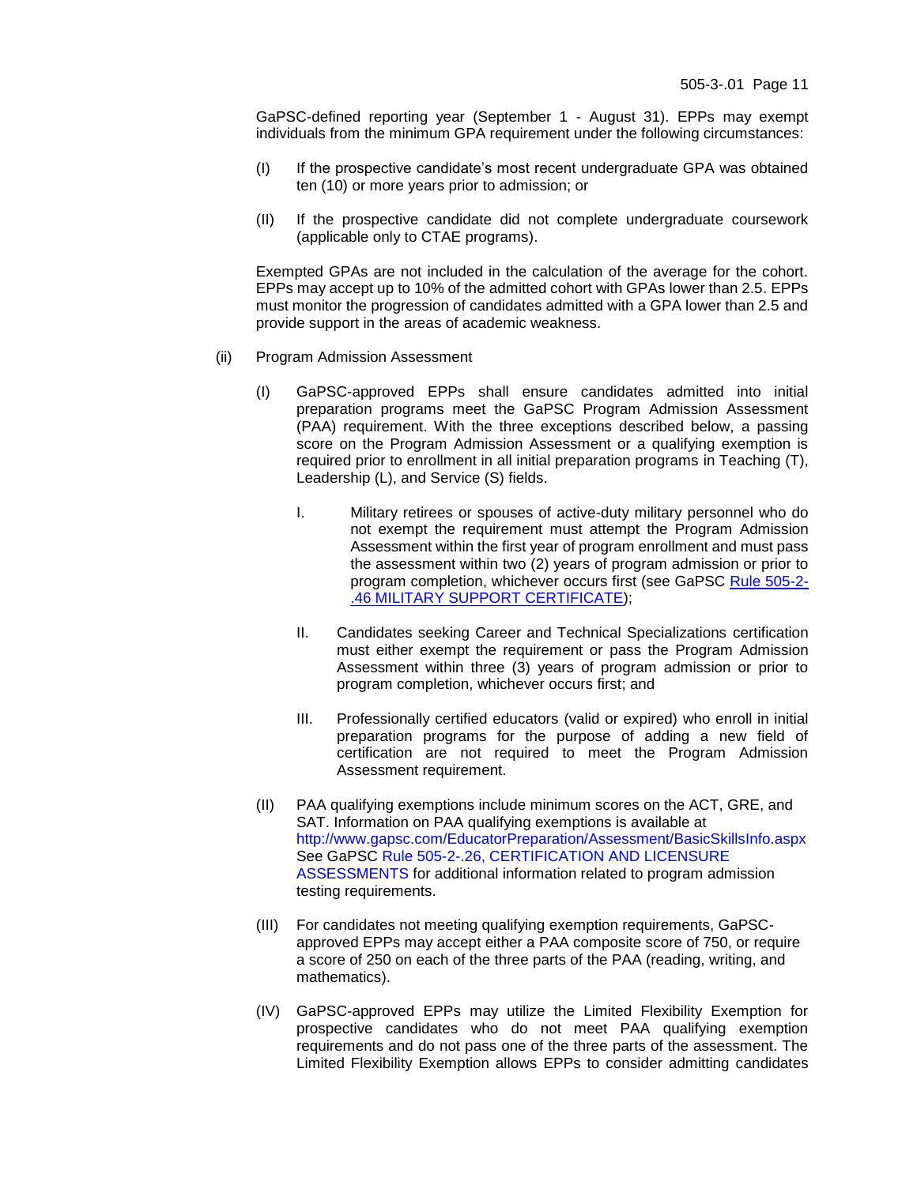GaPSC-defined reporting year (September 1 - August 31). EPPs may exempt individuals from the minimum GPA requirement under the following circumstances:

(I) If the prospective candidate's most recent undergraduate GPA was obtained ten (10) or more years prior to admission; or

(II) If the prospective candidate did not complete undergraduate coursework (applicable only to CTAE programs).

Exempted GPAs are not included in the calculation of the average for the cohort. EPPs may accept up to 10% of the admitted cohort with GPAs lower than 2.5. EPPs must monitor the progression of candidates admitted with a GPA lower than 2.5 and provide support in the areas of academic weakness.

(ii) Program Admission Assessment

(I) GaPSC-approved EPPs shall ensure candidates admitted into initial preparation programs meet the GaPSC Program Admission Assessment (PAA) requirement. With the three exceptions described below, a passing score on the Program Admission Assessment or a qualifying exemption is required prior to enrollment in all initial preparation programs in Teaching (T), Leadership (L), and Service (S) fields.

I. Military retirees or spouses of active-duty military personnel who do not exempt the requirement must attempt the Program Admission Assessment within the first year of program enrollment and must pass the assessment within two (2) years of program admission or prior to program completion, whichever occurs first (see GaPSC Rule 505-2-.46 MILITARY SUPPORT CERTIFICATE);

II. Candidates seeking Career and Technical Specializations certification must either exempt the requirement or pass the Program Admission Assessment within three (3) years of program admission or prior to program completion, whichever occurs first; and

III. Professionally certified educators (valid or expired) who enroll in initial preparation programs for the purpose of adding a new field of certification are not required to meet the Program Admission Assessment requirement.

(II) PAA qualifying exemptions include minimum scores on the ACT, GRE, and SAT. Information on PAA qualifying exemptions is available at http://www.gapsc.com/EducatorPreparation/Assessment/BasicSkillsInfo.aspx See GaPSC Rule 505-2-.26, CERTIFICATION AND LICENSURE ASSESSMENTS for additional information related to program admission testing requirements.

(III) For candidates not meeting qualifying exemption requirements, GaPSC-approved EPPs may accept either a PAA composite score of 750, or require a score of 250 on each of the three parts of the PAA (reading, writing, and mathematics).

(IV) GaPSC-approved EPPs may utilize the Limited Flexibility Exemption for prospective candidates who do not meet PAA qualifying exemption requirements and do not pass one of the three parts of the assessment. The Limited Flexibility Exemption allows EPPs to consider admitting candidates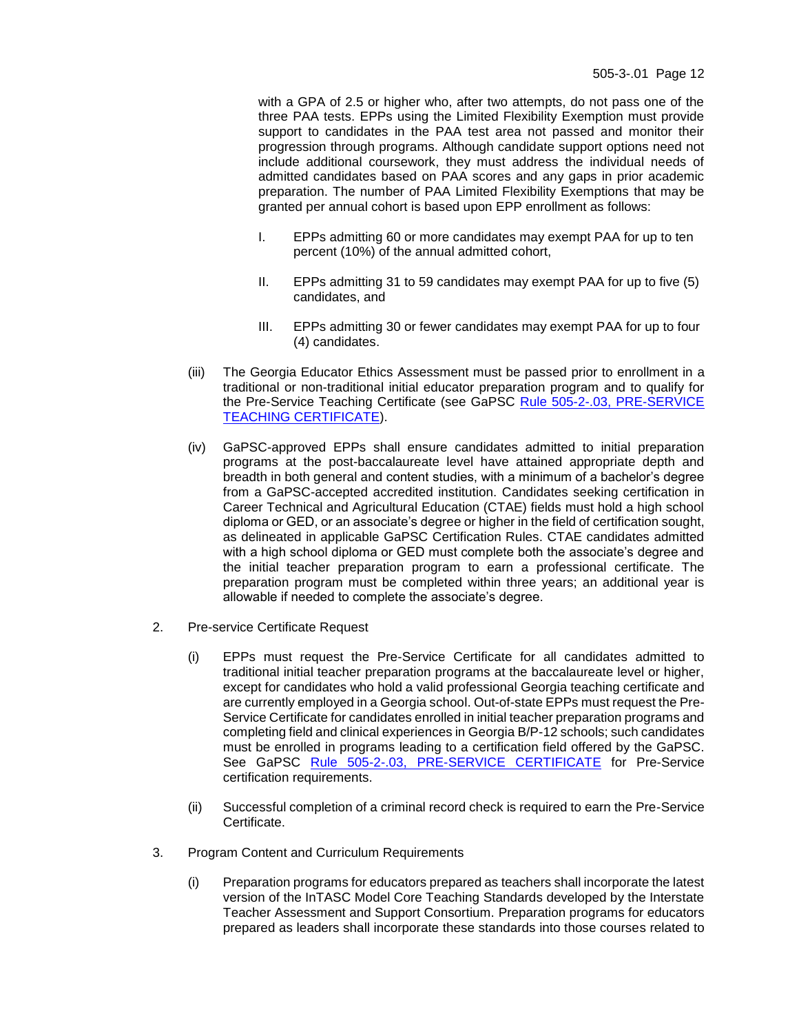with a GPA of 2.5 or higher who, after two attempts, do not pass one of the three PAA tests. EPPs using the Limited Flexibility Exemption must provide support to candidates in the PAA test area not passed and monitor their progression through programs. Although candidate support options need not include additional coursework, they must address the individual needs of admitted candidates based on PAA scores and any gaps in prior academic preparation. The number of PAA Limited Flexibility Exemptions that may be granted per annual cohort is based upon EPP enrollment as follows:

I. EPPs admitting 60 or more candidates may exempt PAA for up to ten percent (10%) of the annual admitted cohort,

II. EPPs admitting 31 to 59 candidates may exempt PAA for up to five (5) candidates, and

III. EPPs admitting 30 or fewer candidates may exempt PAA for up to four (4) candidates.

(iii) The Georgia Educator Ethics Assessment must be passed prior to enrollment in a traditional or non-traditional initial educator preparation program and to qualify for the Pre-Service Teaching Certificate (see GaPSC Rule 505-2-.03, PRE-SERVICE TEACHING CERTIFICATE).

(iv) GaPSC-approved EPPs shall ensure candidates admitted to initial preparation programs at the post-baccalaureate level have attained appropriate depth and breadth in both general and content studies, with a minimum of a bachelor's degree from a GaPSC-accepted accredited institution. Candidates seeking certification in Career Technical and Agricultural Education (CTAE) fields must hold a high school diploma or GED, or an associate's degree or higher in the field of certification sought, as delineated in applicable GaPSC Certification Rules. CTAE candidates admitted with a high school diploma or GED must complete both the associate's degree and the initial teacher preparation program to earn a professional certificate. The preparation program must be completed within three years; an additional year is allowable if needed to complete the associate's degree.

2. Pre-service Certificate Request

(i) EPPs must request the Pre-Service Certificate for all candidates admitted to traditional initial teacher preparation programs at the baccalaureate level or higher, except for candidates who hold a valid professional Georgia teaching certificate and are currently employed in a Georgia school. Out-of-state EPPs must request the Pre-Service Certificate for candidates enrolled in initial teacher preparation programs and completing field and clinical experiences in Georgia B/P-12 schools; such candidates must be enrolled in programs leading to a certification field offered by the GaPSC. See GaPSC Rule 505-2-.03, PRE-SERVICE CERTIFICATE for Pre-Service certification requirements.

(ii) Successful completion of a criminal record check is required to earn the Pre-Service Certificate.

3. Program Content and Curriculum Requirements

(i) Preparation programs for educators prepared as teachers shall incorporate the latest version of the InTASC Model Core Teaching Standards developed by the Interstate Teacher Assessment and Support Consortium. Preparation programs for educators prepared as leaders shall incorporate these standards into those courses related to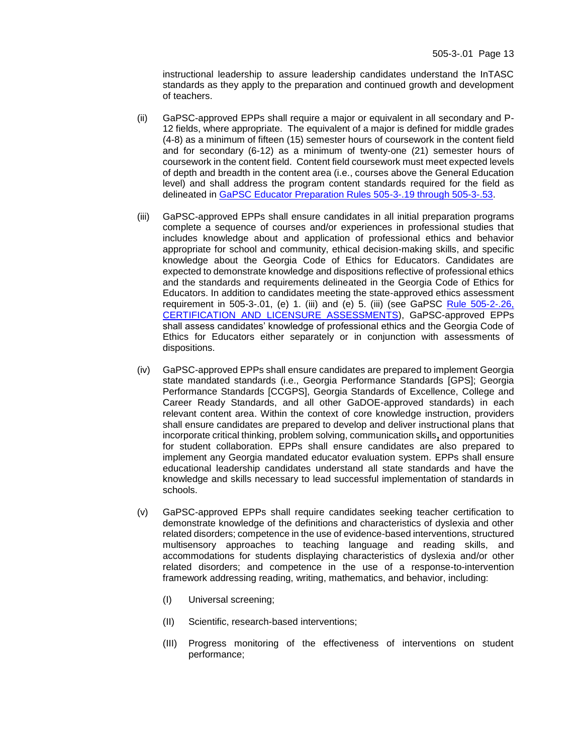instructional leadership to assure leadership candidates understand the InTASC standards as they apply to the preparation and continued growth and development of teachers.

(ii) GaPSC-approved EPPs shall require a major or equivalent in all secondary and P-12 fields, where appropriate. The equivalent of a major is defined for middle grades (4-8) as a minimum of fifteen (15) semester hours of coursework in the content field and for secondary (6-12) as a minimum of twenty-one (21) semester hours of coursework in the content field. Content field coursework must meet expected levels of depth and breadth in the content area (i.e., courses above the General Education level) and shall address the program content standards required for the field as delineated in GaPSC Educator Preparation Rules 505-3-.19 through 505-3-.53.

(iii) GaPSC-approved EPPs shall ensure candidates in all initial preparation programs complete a sequence of courses and/or experiences in professional studies that includes knowledge about and application of professional ethics and behavior appropriate for school and community, ethical decision-making skills, and specific knowledge about the Georgia Code of Ethics for Educators. Candidates are expected to demonstrate knowledge and dispositions reflective of professional ethics and the standards and requirements delineated in the Georgia Code of Ethics for Educators. In addition to candidates meeting the state-approved ethics assessment requirement in 505-3-.01, (e) 1. (iii) and (e) 5. (iii) (see GaPSC Rule 505-2-.26, CERTIFICATION AND LICENSURE ASSESSMENTS), GaPSC-approved EPPs shall assess candidates' knowledge of professional ethics and the Georgia Code of Ethics for Educators either separately or in conjunction with assessments of dispositions.

(iv) GaPSC-approved EPPs shall ensure candidates are prepared to implement Georgia state mandated standards (i.e., Georgia Performance Standards [GPS]; Georgia Performance Standards [CCGPS], Georgia Standards of Excellence, College and Career Ready Standards, and all other GaDOE-approved standards) in each relevant content area. Within the context of core knowledge instruction, providers shall ensure candidates are prepared to develop and deliver instructional plans that incorporate critical thinking, problem solving, communication skills, and opportunities for student collaboration. EPPs shall ensure candidates are also prepared to implement any Georgia mandated educator evaluation system. EPPs shall ensure educational leadership candidates understand all state standards and have the knowledge and skills necessary to lead successful implementation of standards in schools.

(v) GaPSC-approved EPPs shall require candidates seeking teacher certification to demonstrate knowledge of the definitions and characteristics of dyslexia and other related disorders; competence in the use of evidence-based interventions, structured multisensory approaches to teaching language and reading skills, and accommodations for students displaying characteristics of dyslexia and/or other related disorders; and competence in the use of a response-to-intervention framework addressing reading, writing, mathematics, and behavior, including:

(I) Universal screening;

(II) Scientific, research-based interventions;

(III) Progress monitoring of the effectiveness of interventions on student performance;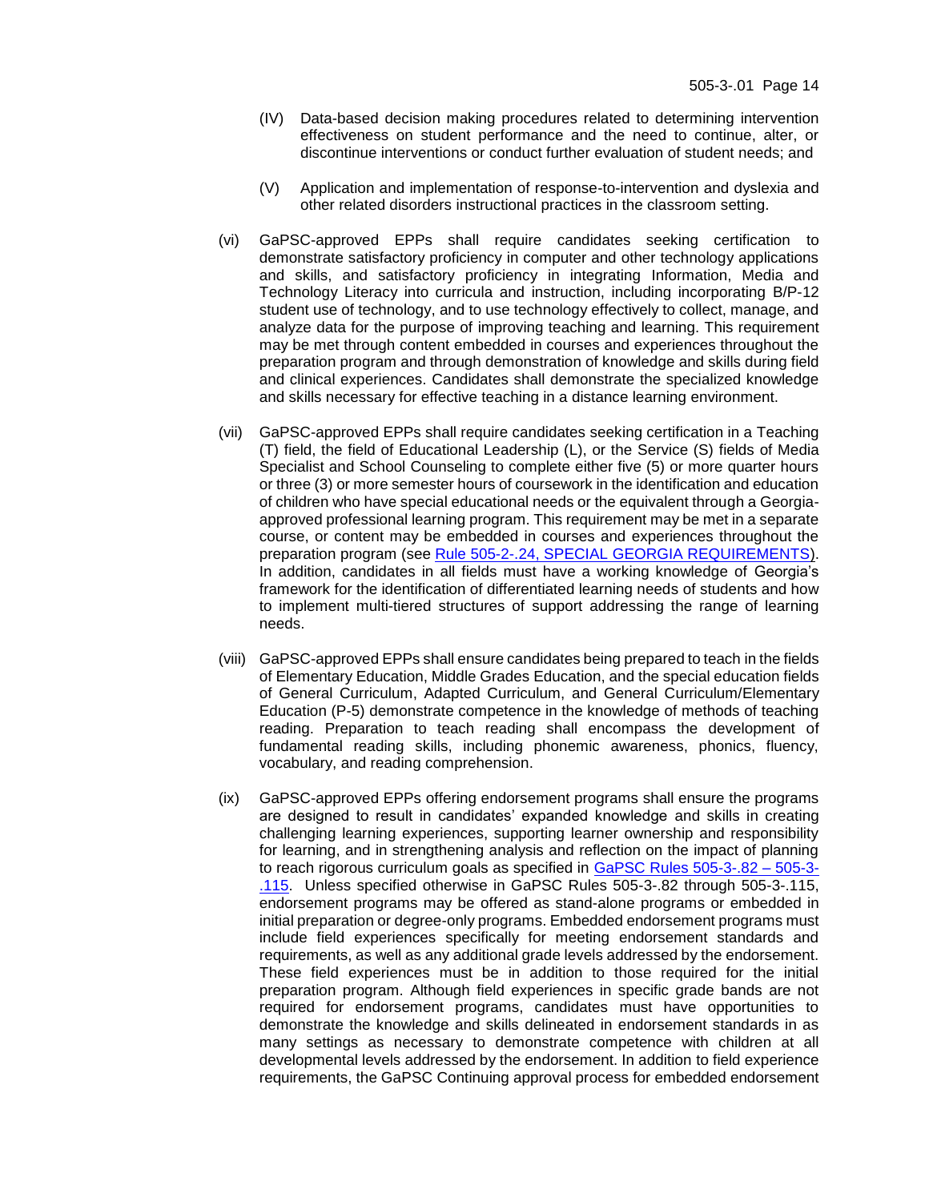(IV) Data-based decision making procedures related to determining intervention effectiveness on student performance and the need to continue, alter, or discontinue interventions or conduct further evaluation of student needs; and

(V) Application and implementation of response-to-intervention and dyslexia and other related disorders instructional practices in the classroom setting.

(vi) GaPSC-approved EPPs shall require candidates seeking certification to demonstrate satisfactory proficiency in computer and other technology applications and skills, and satisfactory proficiency in integrating Information, Media and Technology Literacy into curricula and instruction, including incorporating B/P-12 student use of technology, and to use technology effectively to collect, manage, and analyze data for the purpose of improving teaching and learning. This requirement may be met through content embedded in courses and experiences throughout the preparation program and through demonstration of knowledge and skills during field and clinical experiences. Candidates shall demonstrate the specialized knowledge and skills necessary for effective teaching in a distance learning environment.

(vii) GaPSC-approved EPPs shall require candidates seeking certification in a Teaching (T) field, the field of Educational Leadership (L), or the Service (S) fields of Media Specialist and School Counseling to complete either five (5) or more quarter hours or three (3) or more semester hours of coursework in the identification and education of children who have special educational needs or the equivalent through a Georgia-approved professional learning program. This requirement may be met in a separate course, or content may be embedded in courses and experiences throughout the preparation program (see [Rule 505-2-.24, SPECIAL GEORGIA REQUIREMENTS](Rule 505-2-.24, SPECIAL GEORGIA REQUIREMENTS)). In addition, candidates in all fields must have a working knowledge of Georgia's framework for the identification of differentiated learning needs of students and how to implement multi-tiered structures of support addressing the range of learning needs.

(viii) GaPSC-approved EPPs shall ensure candidates being prepared to teach in the fields of Elementary Education, Middle Grades Education, and the special education fields of General Curriculum, Adapted Curriculum, and General Curriculum/Elementary Education (P-5) demonstrate competence in the knowledge of methods of teaching reading. Preparation to teach reading shall encompass the development of fundamental reading skills, including phonemic awareness, phonics, fluency, vocabulary, and reading comprehension.

(ix) GaPSC-approved EPPs offering endorsement programs shall ensure the programs are designed to result in candidates' expanded knowledge and skills in creating challenging learning experiences, supporting learner ownership and responsibility for learning, and in strengthening analysis and reflection on the impact of planning to reach rigorous curriculum goals as specified in GaPSC Rules 505-3-.82 – 505-3-.115. Unless specified otherwise in GaPSC Rules 505-3-.82 through 505-3-.115, endorsement programs may be offered as stand-alone programs or embedded in initial preparation or degree-only programs. Embedded endorsement programs must include field experiences specifically for meeting endorsement standards and requirements, as well as any additional grade levels addressed by the endorsement. These field experiences must be in addition to those required for the initial preparation program. Although field experiences in specific grade bands are not required for endorsement programs, candidates must have opportunities to demonstrate the knowledge and skills delineated in endorsement standards in as many settings as necessary to demonstrate competence with children at all developmental levels addressed by the endorsement. In addition to field experience requirements, the GaPSC Continuing approval process for embedded endorsement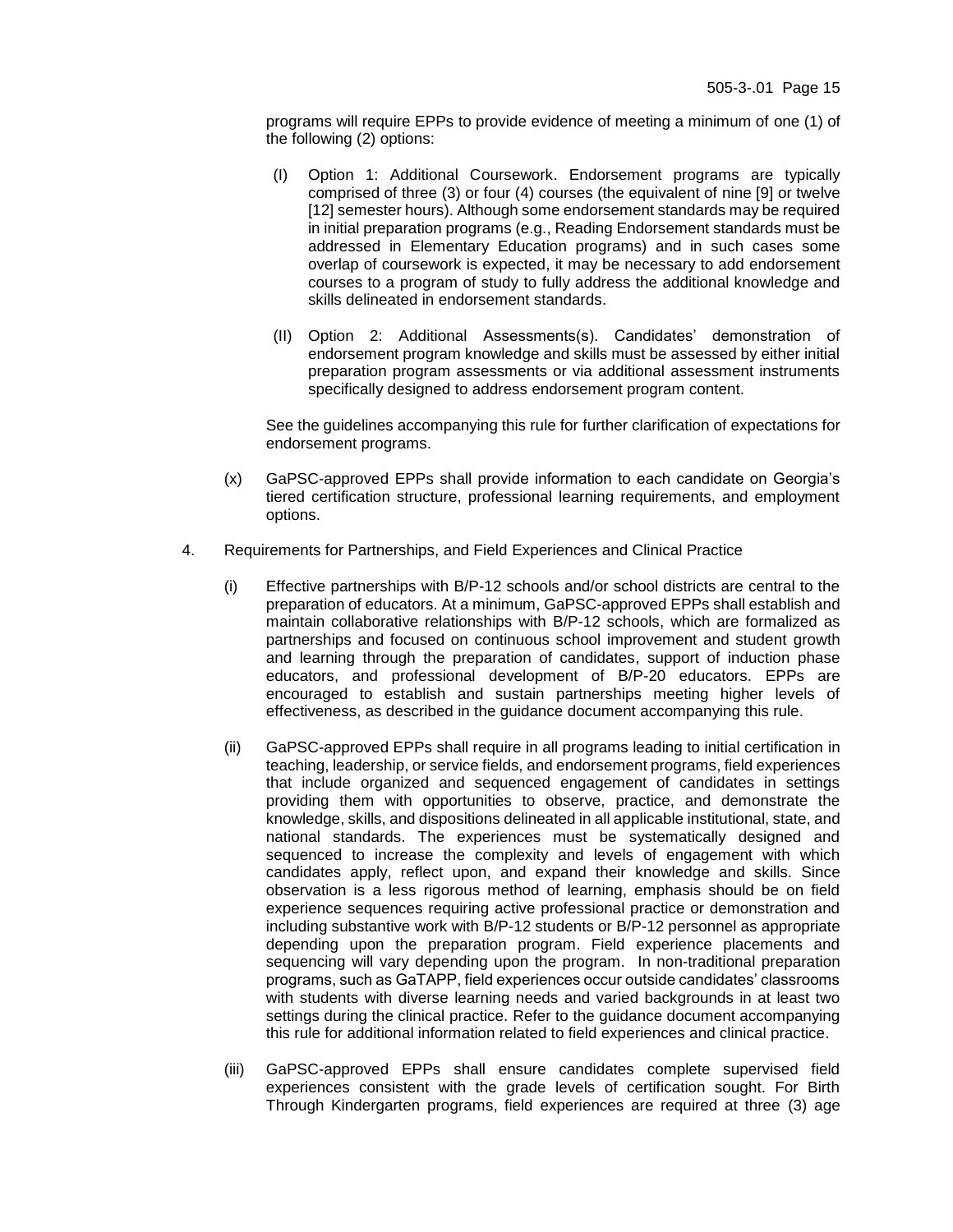programs will require EPPs to provide evidence of meeting a minimum of one (1) of the following (2) options:

(I) Option 1: Additional Coursework. Endorsement programs are typically comprised of three (3) or four (4) courses (the equivalent of nine [9] or twelve [12] semester hours). Although some endorsement standards may be required in initial preparation programs (e.g., Reading Endorsement standards must be addressed in Elementary Education programs) and in such cases some overlap of coursework is expected, it may be necessary to add endorsement courses to a program of study to fully address the additional knowledge and skills delineated in endorsement standards.

(II) Option 2: Additional Assessments(s). Candidates' demonstration of endorsement program knowledge and skills must be assessed by either initial preparation program assessments or via additional assessment instruments specifically designed to address endorsement program content.

See the guidelines accompanying this rule for further clarification of expectations for endorsement programs.

(x) GaPSC-approved EPPs shall provide information to each candidate on Georgia's tiered certification structure, professional learning requirements, and employment options.

4. Requirements for Partnerships, and Field Experiences and Clinical Practice

(i) Effective partnerships with B/P-12 schools and/or school districts are central to the preparation of educators. At a minimum, GaPSC-approved EPPs shall establish and maintain collaborative relationships with B/P-12 schools, which are formalized as partnerships and focused on continuous school improvement and student growth and learning through the preparation of candidates, support of induction phase educators, and professional development of B/P-20 educators. EPPs are encouraged to establish and sustain partnerships meeting higher levels of effectiveness, as described in the guidance document accompanying this rule.

(ii) GaPSC-approved EPPs shall require in all programs leading to initial certification in teaching, leadership, or service fields, and endorsement programs, field experiences that include organized and sequenced engagement of candidates in settings providing them with opportunities to observe, practice, and demonstrate the knowledge, skills, and dispositions delineated in all applicable institutional, state, and national standards. The experiences must be systematically designed and sequenced to increase the complexity and levels of engagement with which candidates apply, reflect upon, and expand their knowledge and skills. Since observation is a less rigorous method of learning, emphasis should be on field experience sequences requiring active professional practice or demonstration and including substantive work with B/P-12 students or B/P-12 personnel as appropriate depending upon the preparation program. Field experience placements and sequencing will vary depending upon the program. In non-traditional preparation programs, such as GaTAPP, field experiences occur outside candidates' classrooms with students with diverse learning needs and varied backgrounds in at least two settings during the clinical practice. Refer to the guidance document accompanying this rule for additional information related to field experiences and clinical practice.

(iii) GaPSC-approved EPPs shall ensure candidates complete supervised field experiences consistent with the grade levels of certification sought. For Birth Through Kindergarten programs, field experiences are required at three (3) age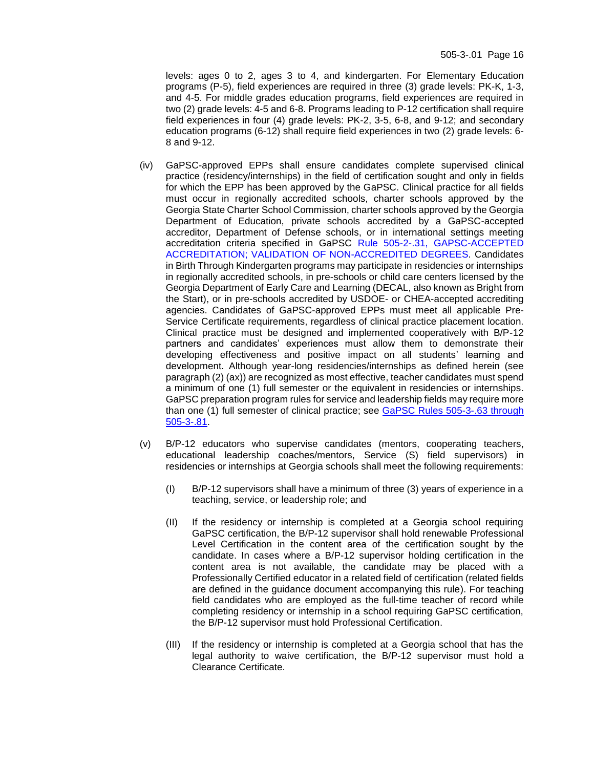levels: ages 0 to 2, ages 3 to 4, and kindergarten. For Elementary Education programs (P-5), field experiences are required in three (3) grade levels: PK-K, 1-3, and 4-5. For middle grades education programs, field experiences are required in two (2) grade levels: 4-5 and 6-8. Programs leading to P-12 certification shall require field experiences in four (4) grade levels: PK-2, 3-5, 6-8, and 9-12; and secondary education programs (6-12) shall require field experiences in two (2) grade levels: 6-8 and 9-12.

(iv) GaPSC-approved EPPs shall ensure candidates complete supervised clinical practice (residency/internships) in the field of certification sought and only in fields for which the EPP has been approved by the GaPSC. Clinical practice for all fields must occur in regionally accredited schools, charter schools approved by the Georgia State Charter School Commission, charter schools approved by the Georgia Department of Education, private schools accredited by a GaPSC-accepted accreditor, Department of Defense schools, or in international settings meeting accreditation criteria specified in GaPSC Rule 505-2-.31, GAPSC-ACCEPTED ACCREDITATION; VALIDATION OF NON-ACCREDITED DEGREES. Candidates in Birth Through Kindergarten programs may participate in residencies or internships in regionally accredited schools, in pre-schools or child care centers licensed by the Georgia Department of Early Care and Learning (DECAL, also known as Bright from the Start), or in pre-schools accredited by USDOE- or CHEA-accepted accrediting agencies. Candidates of GaPSC-approved EPPs must meet all applicable Pre-Service Certificate requirements, regardless of clinical practice placement location. Clinical practice must be designed and implemented cooperatively with B/P-12 partners and candidates' experiences must allow them to demonstrate their developing effectiveness and positive impact on all students' learning and development. Although year-long residencies/internships as defined herein (see paragraph (2) (ax)) are recognized as most effective, teacher candidates must spend a minimum of one (1) full semester or the equivalent in residencies or internships. GaPSC preparation program rules for service and leadership fields may require more than one (1) full semester of clinical practice; see GaPSC Rules 505-3-.63 through 505-3-.81.

(v) B/P-12 educators who supervise candidates (mentors, cooperating teachers, educational leadership coaches/mentors, Service (S) field supervisors) in residencies or internships at Georgia schools shall meet the following requirements:

(I) B/P-12 supervisors shall have a minimum of three (3) years of experience in a teaching, service, or leadership role; and

(II) If the residency or internship is completed at a Georgia school requiring GaPSC certification, the B/P-12 supervisor shall hold renewable Professional Level Certification in the content area of the certification sought by the candidate. In cases where a B/P-12 supervisor holding certification in the content area is not available, the candidate may be placed with a Professionally Certified educator in a related field of certification (related fields are defined in the guidance document accompanying this rule). For teaching field candidates who are employed as the full-time teacher of record while completing residency or internship in a school requiring GaPSC certification, the B/P-12 supervisor must hold Professional Certification.

(III) If the residency or internship is completed at a Georgia school that has the legal authority to waive certification, the B/P-12 supervisor must hold a Clearance Certificate.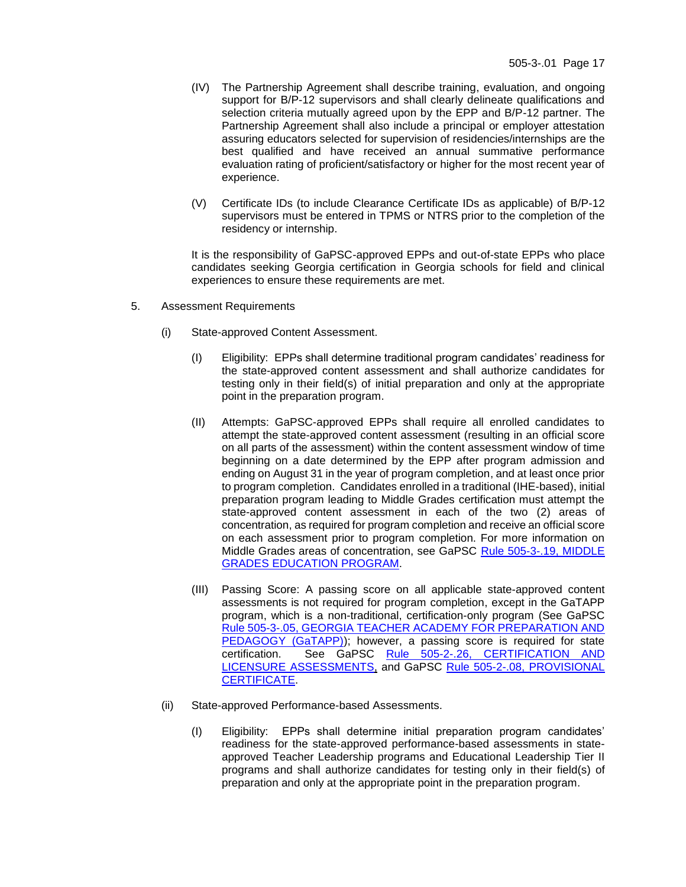(IV) The Partnership Agreement shall describe training, evaluation, and ongoing support for B/P-12 supervisors and shall clearly delineate qualifications and selection criteria mutually agreed upon by the EPP and B/P-12 partner. The Partnership Agreement shall also include a principal or employer attestation assuring educators selected for supervision of residencies/internships are the best qualified and have received an annual summative performance evaluation rating of proficient/satisfactory or higher for the most recent year of experience.

(V) Certificate IDs (to include Clearance Certificate IDs as applicable) of B/P-12 supervisors must be entered in TPMS or NTRS prior to the completion of the residency or internship.

It is the responsibility of GaPSC-approved EPPs and out-of-state EPPs who place candidates seeking Georgia certification in Georgia schools for field and clinical experiences to ensure these requirements are met.

5. Assessment Requirements

(i) State-approved Content Assessment.

(I) Eligibility: EPPs shall determine traditional program candidates' readiness for the state-approved content assessment and shall authorize candidates for testing only in their field(s) of initial preparation and only at the appropriate point in the preparation program.

(II) Attempts: GaPSC-approved EPPs shall require all enrolled candidates to attempt the state-approved content assessment (resulting in an official score on all parts of the assessment) within the content assessment window of time beginning on a date determined by the EPP after program admission and ending on August 31 in the year of program completion, and at least once prior to program completion. Candidates enrolled in a traditional (IHE-based), initial preparation program leading to Middle Grades certification must attempt the state-approved content assessment in each of the two (2) areas of concentration, as required for program completion and receive an official score on each assessment prior to program completion. For more information on Middle Grades areas of concentration, see GaPSC Rule 505-3-.19, MIDDLE GRADES EDUCATION PROGRAM.

(III) Passing Score: A passing score on all applicable state-approved content assessments is not required for program completion, except in the GaTAPP program, which is a non-traditional, certification-only program (See GaPSC Rule 505-3-.05, GEORGIA TEACHER ACADEMY FOR PREPARATION AND PEDAGOGY (GaTAPP)); however, a passing score is required for state certification. See GaPSC Rule 505-2-.26, CERTIFICATION AND LICENSURE ASSESSMENTS, and GaPSC Rule 505-2-.08, PROVISIONAL CERTIFICATE.

(ii) State-approved Performance-based Assessments.

(I) Eligibility: EPPs shall determine initial preparation program candidates' readiness for the state-approved performance-based assessments in state-approved Teacher Leadership programs and Educational Leadership Tier II programs and shall authorize candidates for testing only in their field(s) of preparation and only at the appropriate point in the preparation program.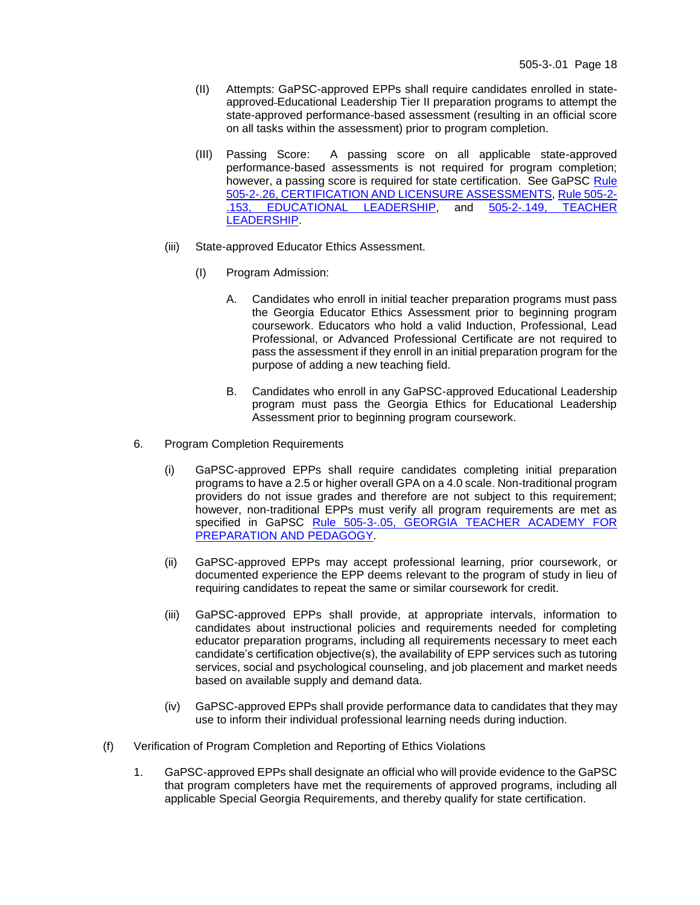(II) Attempts: GaPSC-approved EPPs shall require candidates enrolled in state-approved Educational Leadership Tier II preparation programs to attempt the state-approved performance-based assessment (resulting in an official score on all tasks within the assessment) prior to program completion.

(III) Passing Score: A passing score on all applicable state-approved performance-based assessments is not required for program completion; however, a passing score is required for state certification. See GaPSC Rule 505-2-.26, CERTIFICATION AND LICENSURE ASSESSMENTS, Rule 505-2-.153, EDUCATIONAL LEADERSHIP, and 505-2-.149, TEACHER LEADERSHIP.

(iii) State-approved Educator Ethics Assessment.

(I) Program Admission:

A. Candidates who enroll in initial teacher preparation programs must pass the Georgia Educator Ethics Assessment prior to beginning program coursework. Educators who hold a valid Induction, Professional, Lead Professional, or Advanced Professional Certificate are not required to pass the assessment if they enroll in an initial preparation program for the purpose of adding a new teaching field.

B. Candidates who enroll in any GaPSC-approved Educational Leadership program must pass the Georgia Ethics for Educational Leadership Assessment prior to beginning program coursework.

6. Program Completion Requirements

(i) GaPSC-approved EPPs shall require candidates completing initial preparation programs to have a 2.5 or higher overall GPA on a 4.0 scale. Non-traditional program providers do not issue grades and therefore are not subject to this requirement; however, non-traditional EPPs must verify all program requirements are met as specified in GaPSC Rule 505-3-.05, GEORGIA TEACHER ACADEMY FOR PREPARATION AND PEDAGOGY.

(ii) GaPSC-approved EPPs may accept professional learning, prior coursework, or documented experience the EPP deems relevant to the program of study in lieu of requiring candidates to repeat the same or similar coursework for credit.

(iii) GaPSC-approved EPPs shall provide, at appropriate intervals, information to candidates about instructional policies and requirements needed for completing educator preparation programs, including all requirements necessary to meet each candidate's certification objective(s), the availability of EPP services such as tutoring services, social and psychological counseling, and job placement and market needs based on available supply and demand data.

(iv) GaPSC-approved EPPs shall provide performance data to candidates that they may use to inform their individual professional learning needs during induction.

(f) Verification of Program Completion and Reporting of Ethics Violations

1. GaPSC-approved EPPs shall designate an official who will provide evidence to the GaPSC that program completers have met the requirements of approved programs, including all applicable Special Georgia Requirements, and thereby qualify for state certification.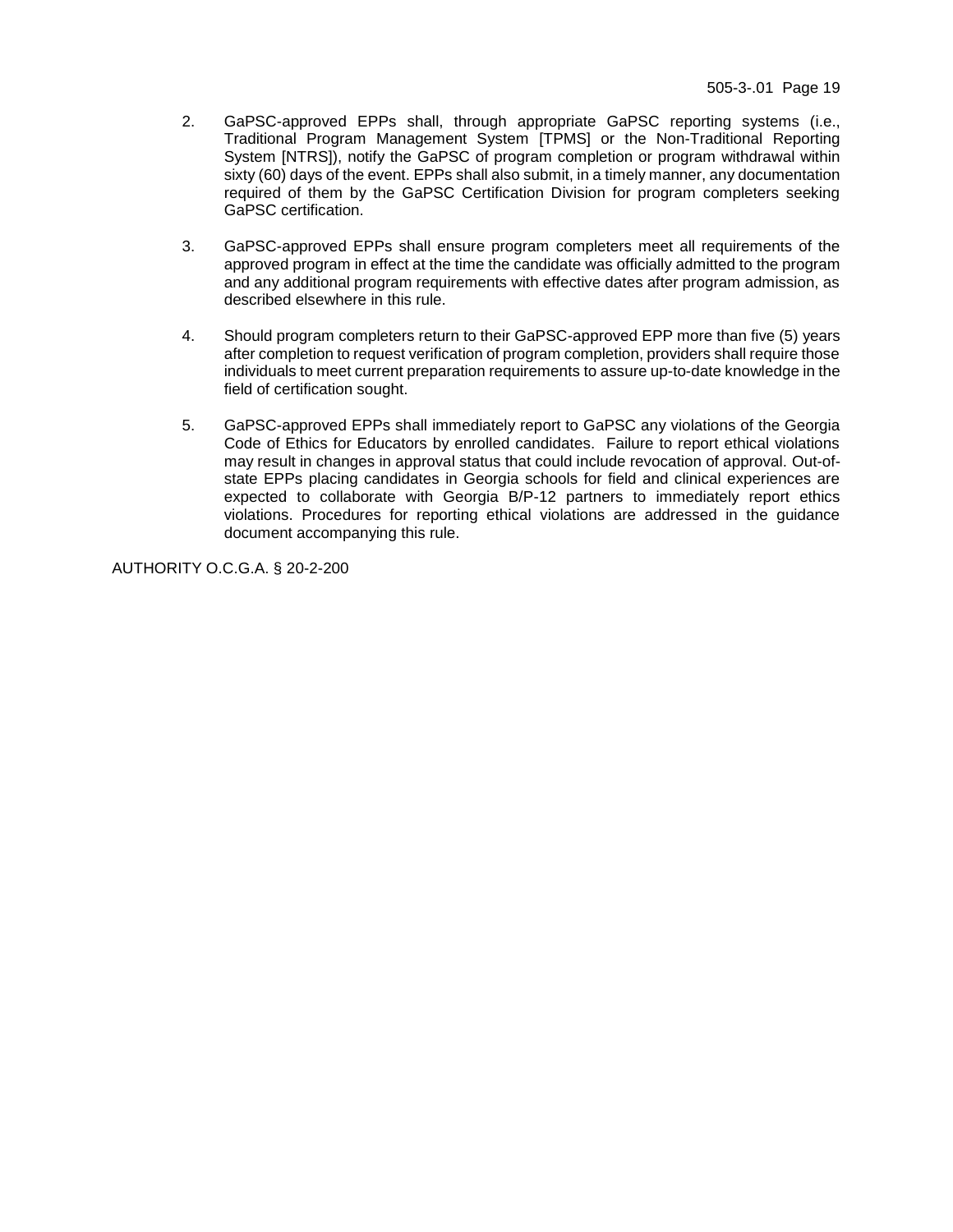2. GaPSC-approved EPPs shall, through appropriate GaPSC reporting systems (i.e., Traditional Program Management System [TPMS] or the Non-Traditional Reporting System [NTRS]), notify the GaPSC of program completion or program withdrawal within sixty (60) days of the event. EPPs shall also submit, in a timely manner, any documentation required of them by the GaPSC Certification Division for program completers seeking GaPSC certification.

3. GaPSC-approved EPPs shall ensure program completers meet all requirements of the approved program in effect at the time the candidate was officially admitted to the program and any additional program requirements with effective dates after program admission, as described elsewhere in this rule.

4. Should program completers return to their GaPSC-approved EPP more than five (5) years after completion to request verification of program completion, providers shall require those individuals to meet current preparation requirements to assure up-to-date knowledge in the field of certification sought.

5. GaPSC-approved EPPs shall immediately report to GaPSC any violations of the Georgia Code of Ethics for Educators by enrolled candidates. Failure to report ethical violations may result in changes in approval status that could include revocation of approval. Out-of-state EPPs placing candidates in Georgia schools for field and clinical experiences are expected to collaborate with Georgia B/P-12 partners to immediately report ethics violations. Procedures for reporting ethical violations are addressed in the guidance document accompanying this rule.

AUTHORITY O.C.G.A. § 20-2-200